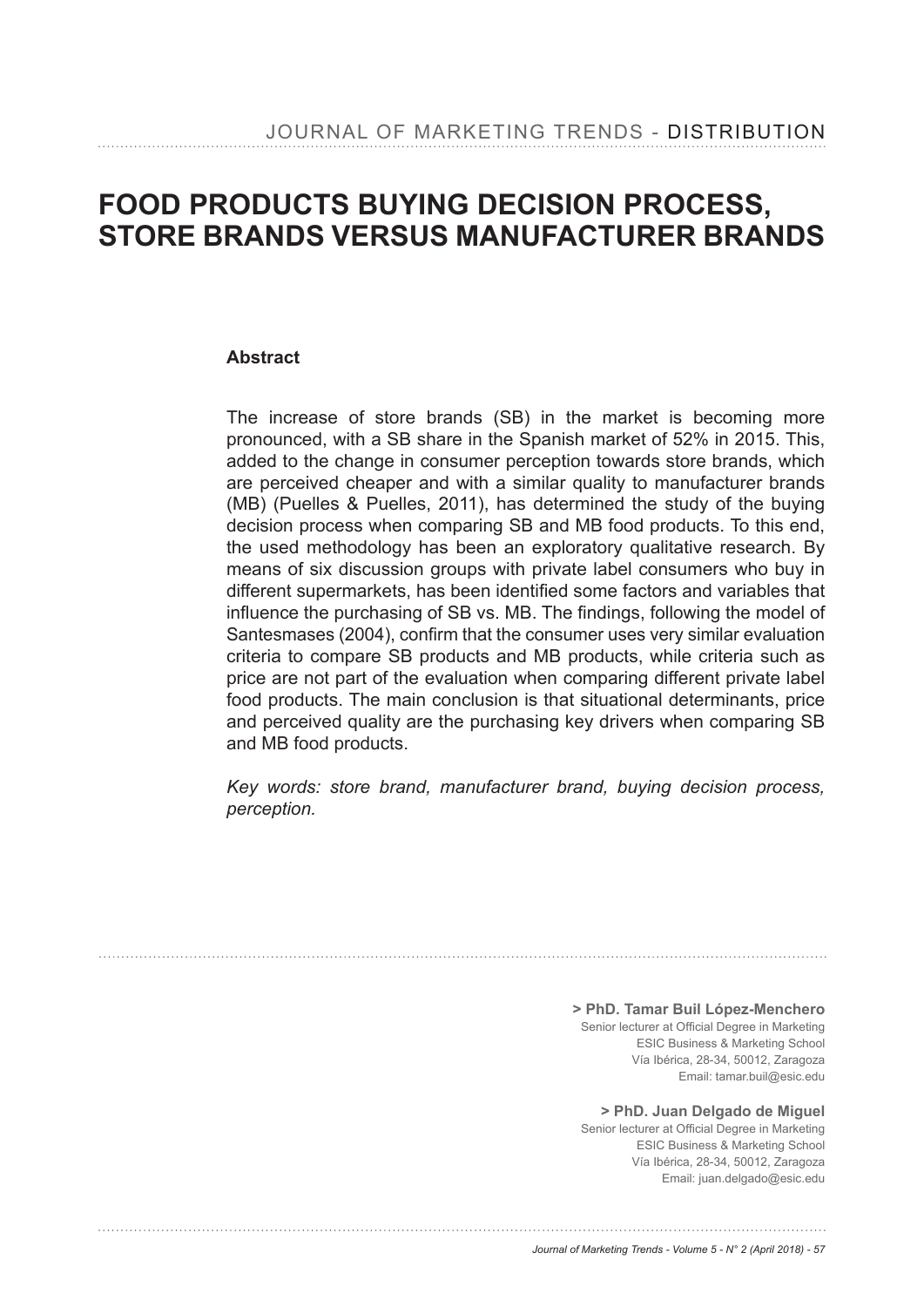# FOOD PRODUCTS BUYING DECISION PROCESS, STORE BRANDS VERSUS MANUFACTURER BRANDS

**Abstract**

The increase of store brands (SB) in the market is becoming more pronounced, with a SB share in the Spanish market of 52% in 2015. This, added to the change in consumer perception towards store brands, which are perceived cheaper and with a similar quality to manufacturer brands (MB) (Puelles & Puelles, 2011), has determined the study of the buying decision process when comparing SB and MB food products. To this end, the used methodology has been an exploratory qualitative research. By means of six discussion groups with private label consumers who buy in different supermarkets, has been identified some factors and variables that influence the purchasing of SB vs. MB. The findings, following the model of Santesmases (2004), confirm that the consumer uses very similar evaluation criteria to compare SB products and MB products, while criteria such as price are not part of the evaluation when comparing different private label food products. The main conclusion is that situational determinants, price and perceived quality are the purchasing key drivers when comparing SB and MB food products.

*Key words: store brand, manufacturer brand, buying decision process, perception.*

**> PhD. Tamar Buil López-Menchero**
Senior lecturer at Official Degree in Marketing
ESIC Business & Marketing School
Vía Ibérica, 28-34, 50012, Zaragoza
Email: tamar.buil@esic.edu

**> PhD. Juan Delgado de Miguel**
Senior lecturer at Official Degree in Marketing
ESIC Business & Marketing School
Vía Ibérica, 28-34, 50012, Zaragoza
Email: juan.delgado@esic.edu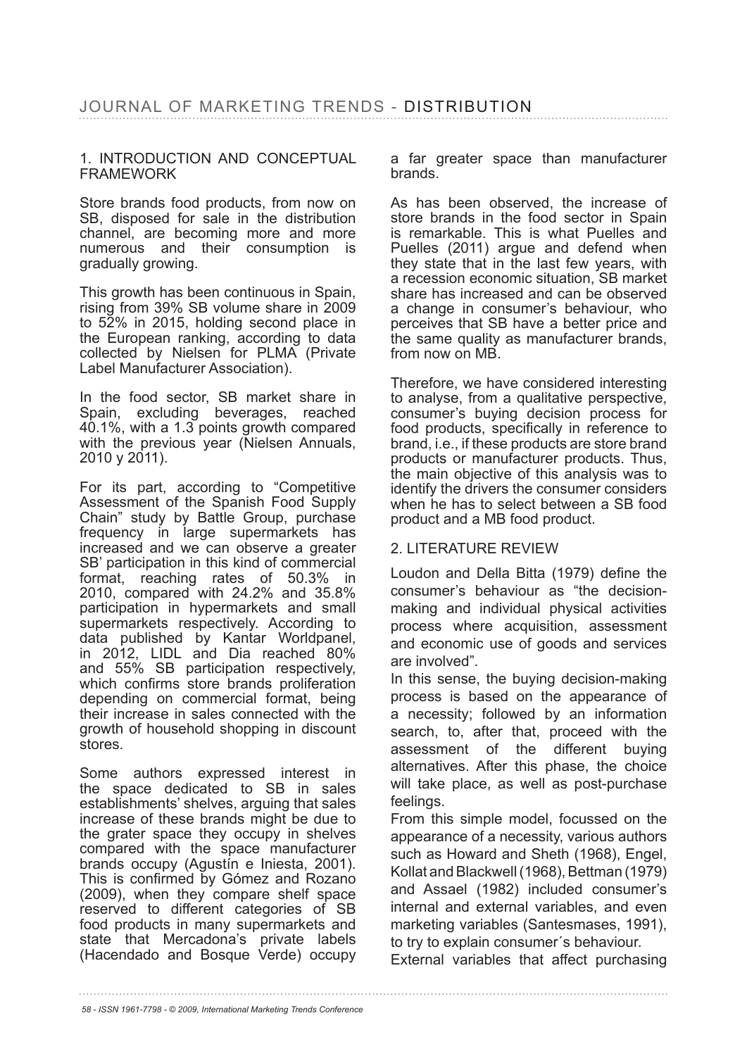## 1. INTRODUCTION AND CONCEPTUAL FRAMEWORK

Store brands food products, from now on SB, disposed for sale in the distribution channel, are becoming more and more numerous and their consumption is gradually growing.

This growth has been continuous in Spain, rising from 39% SB volume share in 2009 to 52% in 2015, holding second place in the European ranking, according to data collected by Nielsen for PLMA (Private Label Manufacturer Association).

In the food sector, SB market share in Spain, excluding beverages, reached 40.1%, with a 1.3 points growth compared with the previous year (Nielsen Annuals, 2010 y 2011).

For its part, according to "Competitive Assessment of the Spanish Food Supply Chain" study by Battle Group, purchase frequency in large supermarkets has increased and we can observe a greater SB' participation in this kind of commercial format, reaching rates of 50.3% in 2010, compared with 24.2% and 35.8% participation in hypermarkets and small supermarkets respectively. According to data published by Kantar Worldpanel, in 2012, LIDL and Dia reached 80% and 55% SB participation respectively, which confirms store brands proliferation depending on commercial format, being their increase in sales connected with the growth of household shopping in discount stores.

Some authors expressed interest in the space dedicated to SB in sales establishments' shelves, arguing that sales increase of these brands might be due to the grater space they occupy in shelves compared with the space manufacturer brands occupy (Agustín e Iniesta, 2001). This is confirmed by Gómez and Rozano (2009), when they compare shelf space reserved to different categories of SB food products in many supermarkets and state that Mercadona's private labels (Hacendado and Bosque Verde) occupy a far greater space than manufacturer brands.

As has been observed, the increase of store brands in the food sector in Spain is remarkable. This is what Puelles and Puelles (2011) argue and defend when they state that in the last few years, with a recession economic situation, SB market share has increased and can be observed a change in consumer's behaviour, who perceives that SB have a better price and the same quality as manufacturer brands, from now on MB.

Therefore, we have considered interesting to analyse, from a qualitative perspective, consumer's buying decision process for food products, specifically in reference to brand, i.e., if these products are store brand products or manufacturer products. Thus, the main objective of this analysis was to identify the drivers the consumer considers when he has to select between a SB food product and a MB food product.

## 2. LITERATURE REVIEW

Loudon and Della Bitta (1979) define the consumer's behaviour as "the decision-making and individual physical activities process where acquisition, assessment and economic use of goods and services are involved".

In this sense, the buying decision-making process is based on the appearance of a necessity; followed by an information search, to, after that, proceed with the assessment of the different buying alternatives. After this phase, the choice will take place, as well as post-purchase feelings.

From this simple model, focussed on the appearance of a necessity, various authors such as Howard and Sheth (1968), Engel, Kollat and Blackwell (1968), Bettman (1979) and Assael (1982) included consumer's internal and external variables, and even marketing variables (Santesmases, 1991), to try to explain consumer´s behaviour.

External variables that affect purchasing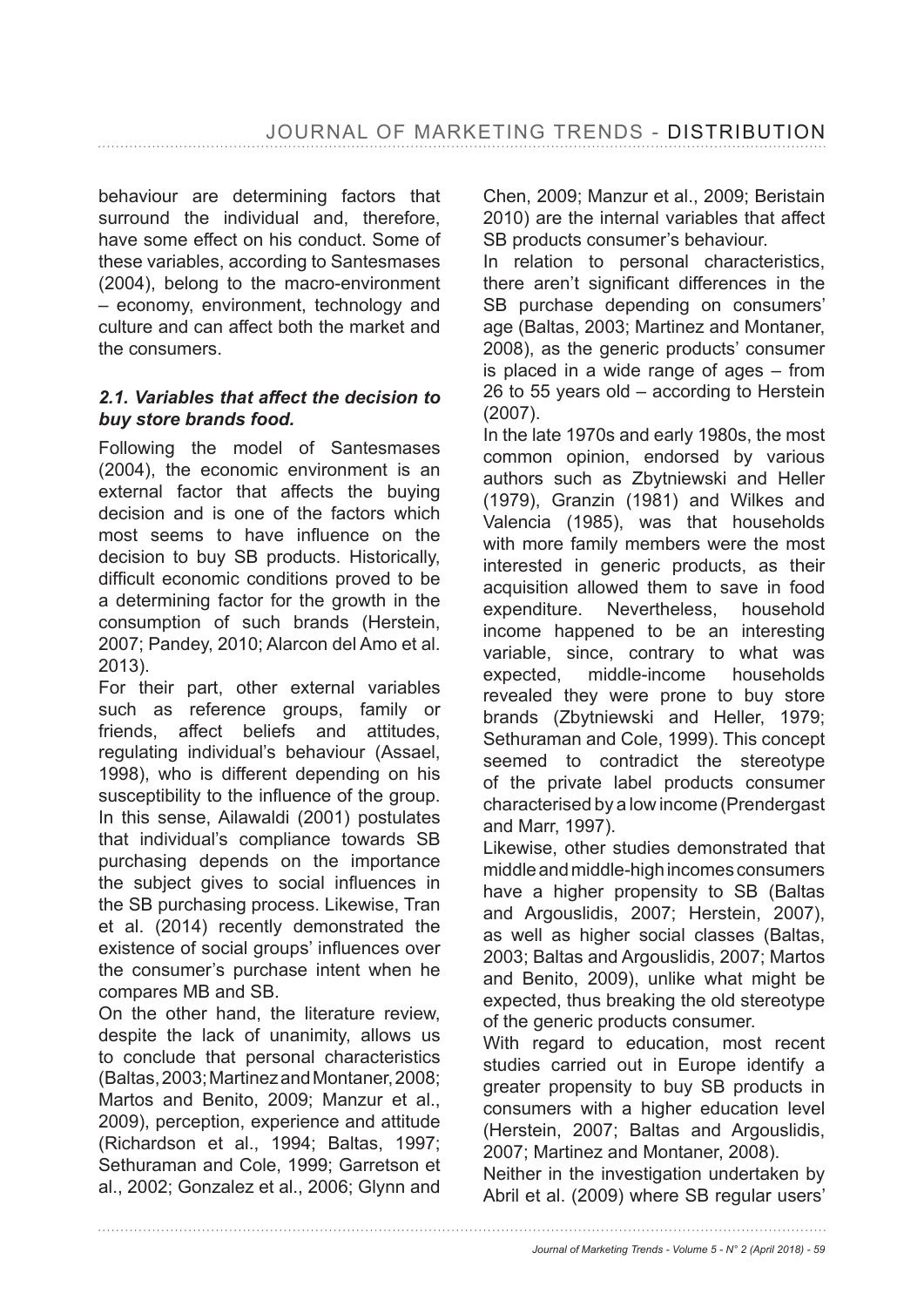behaviour are determining factors that surround the individual and, therefore, have some effect on his conduct. Some of these variables, according to Santesmases (2004), belong to the macro-environment – economy, environment, technology and culture and can affect both the market and the consumers.

### *2.1. Variables that affect the decision to buy store brands food.*

Following the model of Santesmases (2004), the economic environment is an external factor that affects the buying decision and is one of the factors which most seems to have influence on the decision to buy SB products. Historically, difficult economic conditions proved to be a determining factor for the growth in the consumption of such brands (Herstein, 2007; Pandey, 2010; Alarcon del Amo et al. 2013).

For their part, other external variables such as reference groups, family or friends, affect beliefs and attitudes, regulating individual's behaviour (Assael, 1998), who is different depending on his susceptibility to the influence of the group. In this sense, Ailawaldi (2001) postulates that individual's compliance towards SB purchasing depends on the importance the subject gives to social influences in the SB purchasing process. Likewise, Tran et al. (2014) recently demonstrated the existence of social groups' influences over the consumer's purchase intent when he compares MB and SB.

On the other hand, the literature review, despite the lack of unanimity, allows us to conclude that personal characteristics (Baltas, 2003; Martinez and Montaner, 2008; Martos and Benito, 2009; Manzur et al., 2009), perception, experience and attitude (Richardson et al., 1994; Baltas, 1997; Sethuraman and Cole, 1999; Garretson et al., 2002; Gonzalez et al., 2006; Glynn and Chen, 2009; Manzur et al., 2009; Beristain 2010) are the internal variables that affect SB products consumer's behaviour.

In relation to personal characteristics, there aren't significant differences in the SB purchase depending on consumers' age (Baltas, 2003; Martinez and Montaner, 2008), as the generic products' consumer is placed in a wide range of ages – from 26 to 55 years old – according to Herstein (2007).

In the late 1970s and early 1980s, the most common opinion, endorsed by various authors such as Zbytniewski and Heller (1979), Granzin (1981) and Wilkes and Valencia (1985), was that households with more family members were the most interested in generic products, as their acquisition allowed them to save in food expenditure. Nevertheless, household income happened to be an interesting variable, since, contrary to what was expected, middle-income households revealed they were prone to buy store brands (Zbytniewski and Heller, 1979; Sethuraman and Cole, 1999). This concept seemed to contradict the stereotype of the private label products consumer characterised by a low income (Prendergast and Marr, 1997).

Likewise, other studies demonstrated that middle and middle-high incomes consumers have a higher propensity to SB (Baltas and Argouslidis, 2007; Herstein, 2007), as well as higher social classes (Baltas, 2003; Baltas and Argouslidis, 2007; Martos and Benito, 2009), unlike what might be expected, thus breaking the old stereotype of the generic products consumer.

With regard to education, most recent studies carried out in Europe identify a greater propensity to buy SB products in consumers with a higher education level (Herstein, 2007; Baltas and Argouslidis, 2007; Martinez and Montaner, 2008).

Neither in the investigation undertaken by Abril et al. (2009) where SB regular users'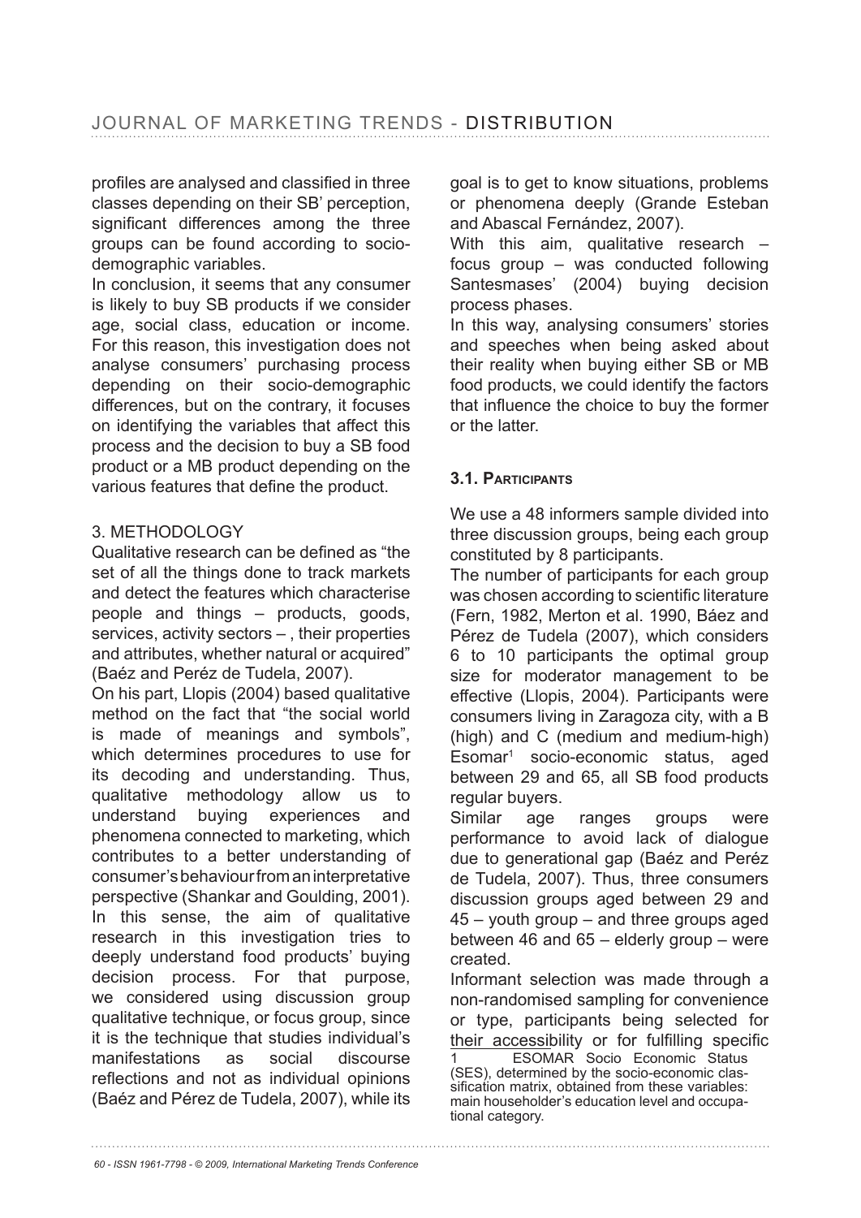profiles are analysed and classified in three classes depending on their SB' perception, significant differences among the three groups can be found according to socio-demographic variables.

In conclusion, it seems that any consumer is likely to buy SB products if we consider age, social class, education or income. For this reason, this investigation does not analyse consumers' purchasing process depending on their socio-demographic differences, but on the contrary, it focuses on identifying the variables that affect this process and the decision to buy a SB food product or a MB product depending on the various features that define the product.

## 3. METHODOLOGY

Qualitative research can be defined as "the set of all the things done to track markets and detect the features which characterise people and things – products, goods, services, activity sectors – , their properties and attributes, whether natural or acquired" (Baéz and Peréz de Tudela, 2007).

On his part, Llopis (2004) based qualitative method on the fact that "the social world is made of meanings and symbols", which determines procedures to use for its decoding and understanding. Thus, qualitative methodology allow us to understand buying experiences and phenomena connected to marketing, which contributes to a better understanding of consumer's behaviour from an interpretative perspective (Shankar and Goulding, 2001).

In this sense, the aim of qualitative research in this investigation tries to deeply understand food products' buying decision process. For that purpose, we considered using discussion group qualitative technique, or focus group, since it is the technique that studies individual's manifestations as social discourse reflections and not as individual opinions (Baéz and Pérez de Tudela, 2007), while its goal is to get to know situations, problems or phenomena deeply (Grande Esteban and Abascal Fernández, 2007).

With this aim, qualitative research – focus group – was conducted following Santesmases' (2004) buying decision process phases.

In this way, analysing consumers' stories and speeches when being asked about their reality when buying either SB or MB food products, we could identify the factors that influence the choice to buy the former or the latter.

### 3.1. Participants

We use a 48 informers sample divided into three discussion groups, being each group constituted by 8 participants.

The number of participants for each group was chosen according to scientific literature (Fern, 1982, Merton et al. 1990, Báez and Pérez de Tudela (2007), which considers 6 to 10 participants the optimal group size for moderator management to be effective (Llopis, 2004). Participants were consumers living in Zaragoza city, with a B (high) and C (medium and medium-high) Esomar[1] socio-economic status, aged between 29 and 65, all SB food products regular buyers.

Similar age ranges groups were performance to avoid lack of dialogue due to generational gap (Baéz and Peréz de Tudela, 2007). Thus, three consumers discussion groups aged between 29 and 45 – youth group – and three groups aged between 46 and 65 – elderly group – were created.

Informant selection was made through a non-randomised sampling for convenience or type, participants being selected for their accessibility or for fulfilling specific

1 ESOMAR Socio Economic Status (SES), determined by the socio-economic classification matrix, obtained from these variables: main householder's education level and occupational category.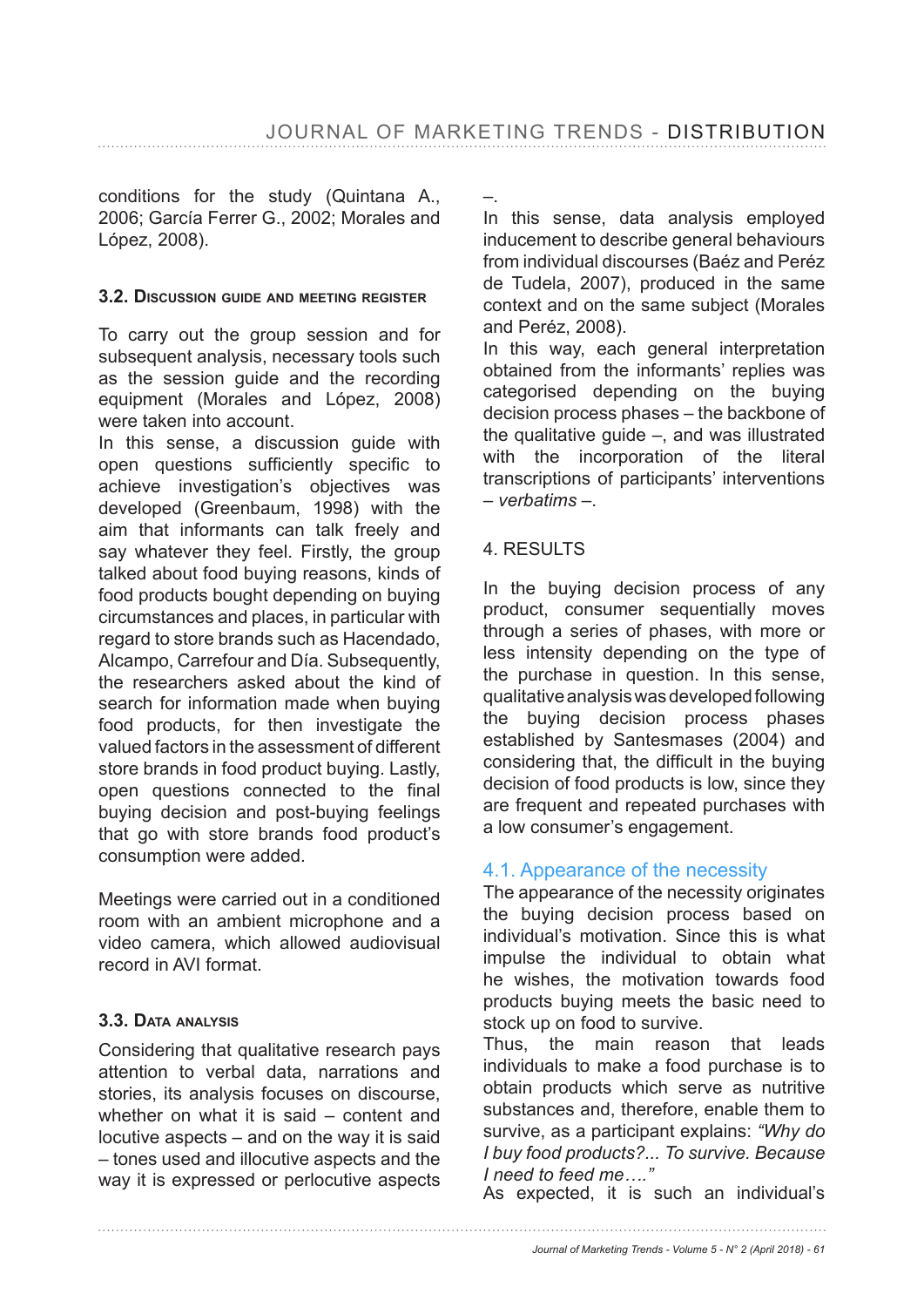conditions for the study (Quintana A., 2006; García Ferrer G., 2002; Morales and López, 2008).

### 3.2. Discussion guide and meeting register

To carry out the group session and for subsequent analysis, necessary tools such as the session guide and the recording equipment (Morales and López, 2008) were taken into account.

In this sense, a discussion guide with open questions sufficiently specific to achieve investigation's objectives was developed (Greenbaum, 1998) with the aim that informants can talk freely and say whatever they feel. Firstly, the group talked about food buying reasons, kinds of food products bought depending on buying circumstances and places, in particular with regard to store brands such as Hacendado, Alcampo, Carrefour and Día. Subsequently, the researchers asked about the kind of search for information made when buying food products, for then investigate the valued factors in the assessment of different store brands in food product buying. Lastly, open questions connected to the final buying decision and post-buying feelings that go with store brands food product's consumption were added.

Meetings were carried out in a conditioned room with an ambient microphone and a video camera, which allowed audiovisual record in AVI format.

### 3.3. Data analysis

Considering that qualitative research pays attention to verbal data, narrations and stories, its analysis focuses on discourse, whether on what it is said – content and locutive aspects – and on the way it is said – tones used and illocutive aspects and the way it is expressed or perlocutive aspects –.

In this sense, data analysis employed inducement to describe general behaviours from individual discourses (Baéz and Peréz de Tudela, 2007), produced in the same context and on the same subject (Morales and Peréz, 2008).

In this way, each general interpretation obtained from the informants' replies was categorised depending on the buying decision process phases – the backbone of the qualitative guide –, and was illustrated with the incorporation of the literal transcriptions of participants' interventions – *verbatims* –.

## 4. RESULTS

In the buying decision process of any product, consumer sequentially moves through a series of phases, with more or less intensity depending on the type of the purchase in question. In this sense, qualitative analysis was developed following the buying decision process phases established by Santesmases (2004) and considering that, the difficult in the buying decision of food products is low, since they are frequent and repeated purchases with a low consumer's engagement.

### 4.1. Appearance of the necessity

The appearance of the necessity originates the buying decision process based on individual's motivation. Since this is what impulse the individual to obtain what he wishes, the motivation towards food products buying meets the basic need to stock up on food to survive.

Thus, the main reason that leads individuals to make a food purchase is to obtain products which serve as nutritive substances and, therefore, enable them to survive, as a participant explains: *"Why do I buy food products?... To survive. Because I need to feed me…."*

As expected, it is such an individual's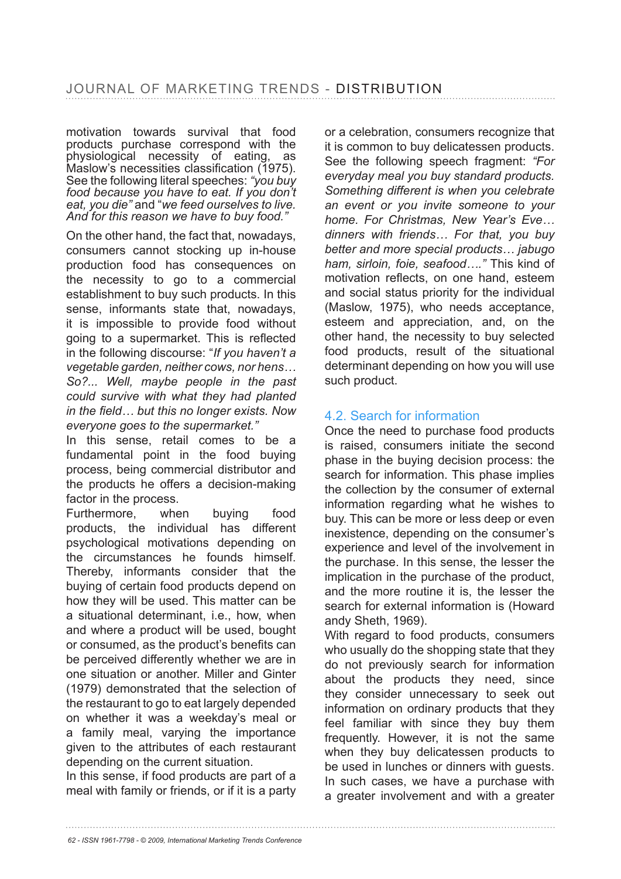motivation towards survival that food products purchase correspond with the physiological necessity of eating, as Maslow's necessities classification (1975). See the following literal speeches: *"you buy food because you have to eat. If you don't eat, you die"* and "*we feed ourselves to live. And for this reason we have to buy food."*

On the other hand, the fact that, nowadays, consumers cannot stocking up in-house production food has consequences on the necessity to go to a commercial establishment to buy such products. In this sense, informants state that, nowadays, it is impossible to provide food without going to a supermarket. This is reflected in the following discourse: "*If you haven't a vegetable garden, neither cows, nor hens… So?... Well, maybe people in the past could survive with what they had planted in the field… but this no longer exists. Now everyone goes to the supermarket."*

In this sense, retail comes to be a fundamental point in the food buying process, being commercial distributor and the products he offers a decision-making factor in the process.

Furthermore, when buying food products, the individual has different psychological motivations depending on the circumstances he founds himself. Thereby, informants consider that the buying of certain food products depend on how they will be used. This matter can be a situational determinant, i.e., how, when and where a product will be used, bought or consumed, as the product's benefits can be perceived differently whether we are in one situation or another. Miller and Ginter (1979) demonstrated that the selection of the restaurant to go to eat largely depended on whether it was a weekday's meal or a family meal, varying the importance given to the attributes of each restaurant depending on the current situation.

In this sense, if food products are part of a meal with family or friends, or if it is a party or a celebration, consumers recognize that it is common to buy delicatessen products. See the following speech fragment: *"For everyday meal you buy standard products. Something different is when you celebrate an event or you invite someone to your home. For Christmas, New Year's Eve… dinners with friends… For that, you buy better and more special products… jabugo ham, sirloin, foie, seafood…."* This kind of motivation reflects, on one hand, esteem and social status priority for the individual (Maslow, 1975), who needs acceptance, esteem and appreciation, and, on the other hand, the necessity to buy selected food products, result of the situational determinant depending on how you will use such product.

## 4.2. Search for information

Once the need to purchase food products is raised, consumers initiate the second phase in the buying decision process: the search for information. This phase implies the collection by the consumer of external information regarding what he wishes to buy. This can be more or less deep or even inexistence, depending on the consumer's experience and level of the involvement in the purchase. In this sense, the lesser the implication in the purchase of the product, and the more routine it is, the lesser the search for external information is (Howard andy Sheth, 1969).

With regard to food products, consumers who usually do the shopping state that they do not previously search for information about the products they need, since they consider unnecessary to seek out information on ordinary products that they feel familiar with since they buy them frequently. However, it is not the same when they buy delicatessen products to be used in lunches or dinners with guests. In such cases, we have a purchase with a greater involvement and with a greater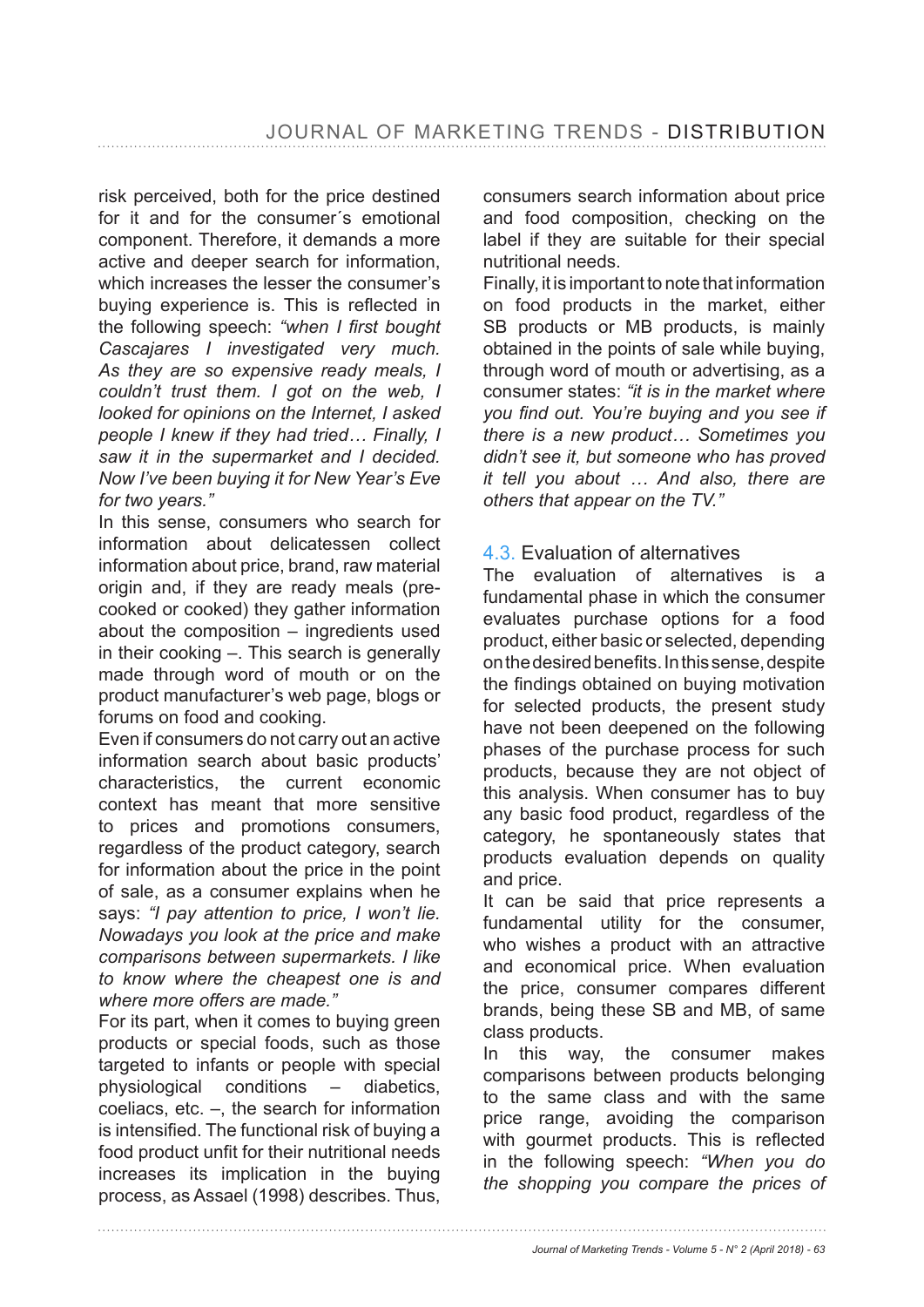risk perceived, both for the price destined for it and for the consumer´s emotional component. Therefore, it demands a more active and deeper search for information, which increases the lesser the consumer's buying experience is. This is reflected in the following speech: *"when I first bought Cascajares I investigated very much. As they are so expensive ready meals, I couldn't trust them. I got on the web, I looked for opinions on the Internet, I asked people I knew if they had tried… Finally, I saw it in the supermarket and I decided. Now I've been buying it for New Year's Eve for two years."*

In this sense, consumers who search for information about delicatessen collect information about price, brand, raw material origin and, if they are ready meals (pre-cooked or cooked) they gather information about the composition – ingredients used in their cooking –. This search is generally made through word of mouth or on the product manufacturer's web page, blogs or forums on food and cooking.

Even if consumers do not carry out an active information search about basic products' characteristics, the current economic context has meant that more sensitive to prices and promotions consumers, regardless of the product category, search for information about the price in the point of sale, as a consumer explains when he says: *"I pay attention to price, I won't lie. Nowadays you look at the price and make comparisons between supermarkets. I like to know where the cheapest one is and where more offers are made."*

For its part, when it comes to buying green products or special foods, such as those targeted to infants or people with special physiological conditions – diabetics, coeliacs, etc. –, the search for information is intensified. The functional risk of buying a food product unfit for their nutritional needs increases its implication in the buying process, as Assael (1998) describes. Thus, consumers search information about price and food composition, checking on the label if they are suitable for their special nutritional needs.

Finally, it is important to note that information on food products in the market, either SB products or MB products, is mainly obtained in the points of sale while buying, through word of mouth or advertising, as a consumer states: *"it is in the market where you find out. You're buying and you see if there is a new product… Sometimes you didn't see it, but someone who has proved it tell you about … And also, there are others that appear on the TV."*

### 4.3. Evaluation of alternatives

The evaluation of alternatives is a fundamental phase in which the consumer evaluates purchase options for a food product, either basic or selected, depending on the desired benefits. In this sense, despite the findings obtained on buying motivation for selected products, the present study have not been deepened on the following phases of the purchase process for such products, because they are not object of this analysis. When consumer has to buy any basic food product, regardless of the category, he spontaneously states that products evaluation depends on quality and price.

It can be said that price represents a fundamental utility for the consumer, who wishes a product with an attractive and economical price. When evaluation the price, consumer compares different brands, being these SB and MB, of same class products.

In this way, the consumer makes comparisons between products belonging to the same class and with the same price range, avoiding the comparison with gourmet products. This is reflected in the following speech: *"When you do the shopping you compare the prices of*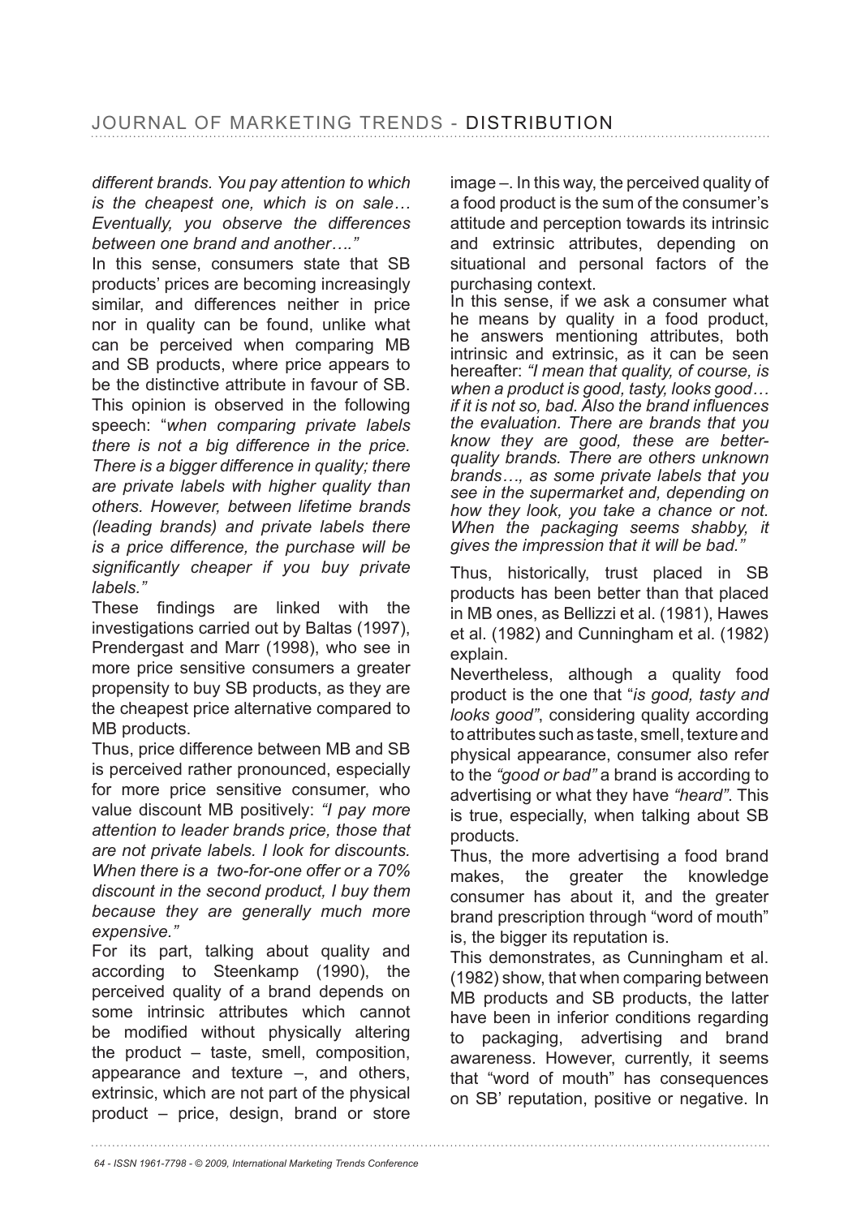*different brands. You pay attention to which is the cheapest one, which is on sale… Eventually, you observe the differences between one brand and another…."*

In this sense, consumers state that SB products' prices are becoming increasingly similar, and differences neither in price nor in quality can be found, unlike what can be perceived when comparing MB and SB products, where price appears to be the distinctive attribute in favour of SB. This opinion is observed in the following speech: "*when comparing private labels there is not a big difference in the price. There is a bigger difference in quality; there are private labels with higher quality than others. However, between lifetime brands (leading brands) and private labels there is a price difference, the purchase will be significantly cheaper if you buy private labels."*

These findings are linked with the investigations carried out by Baltas (1997), Prendergast and Marr (1998), who see in more price sensitive consumers a greater propensity to buy SB products, as they are the cheapest price alternative compared to MB products.

Thus, price difference between MB and SB is perceived rather pronounced, especially for more price sensitive consumer, who value discount MB positively: *"I pay more attention to leader brands price, those that are not private labels. I look for discounts. When there is a two-for-one offer or a 70% discount in the second product, I buy them because they are generally much more expensive."*

For its part, talking about quality and according to Steenkamp (1990), the perceived quality of a brand depends on some intrinsic attributes which cannot be modified without physically altering the product – taste, smell, composition, appearance and texture –, and others, extrinsic, which are not part of the physical product – price, design, brand or store image –. In this way, the perceived quality of a food product is the sum of the consumer's attitude and perception towards its intrinsic and extrinsic attributes, depending on situational and personal factors of the purchasing context.

In this sense, if we ask a consumer what he means by quality in a food product, he answers mentioning attributes, both intrinsic and extrinsic, as it can be seen hereafter: *"I mean that quality, of course, is when a product is good, tasty, looks good… if it is not so, bad. Also the brand influences the evaluation. There are brands that you know they are good, these are better-quality brands. There are others unknown brands…, as some private labels that you see in the supermarket and, depending on how they look, you take a chance or not. When the packaging seems shabby, it gives the impression that it will be bad."*

Thus, historically, trust placed in SB products has been better than that placed in MB ones, as Bellizzi et al. (1981), Hawes et al. (1982) and Cunningham et al. (1982) explain.

Nevertheless, although a quality food product is the one that "*is good, tasty and looks good"*, considering quality according to attributes such as taste, smell, texture and physical appearance, consumer also refer to the *"good or bad"* a brand is according to advertising or what they have *"heard"*. This is true, especially, when talking about SB products.

Thus, the more advertising a food brand makes, the greater the knowledge consumer has about it, and the greater brand prescription through "word of mouth" is, the bigger its reputation is.

This demonstrates, as Cunningham et al. (1982) show, that when comparing between MB products and SB products, the latter have been in inferior conditions regarding to packaging, advertising and brand awareness. However, currently, it seems that "word of mouth" has consequences on SB' reputation, positive or negative. In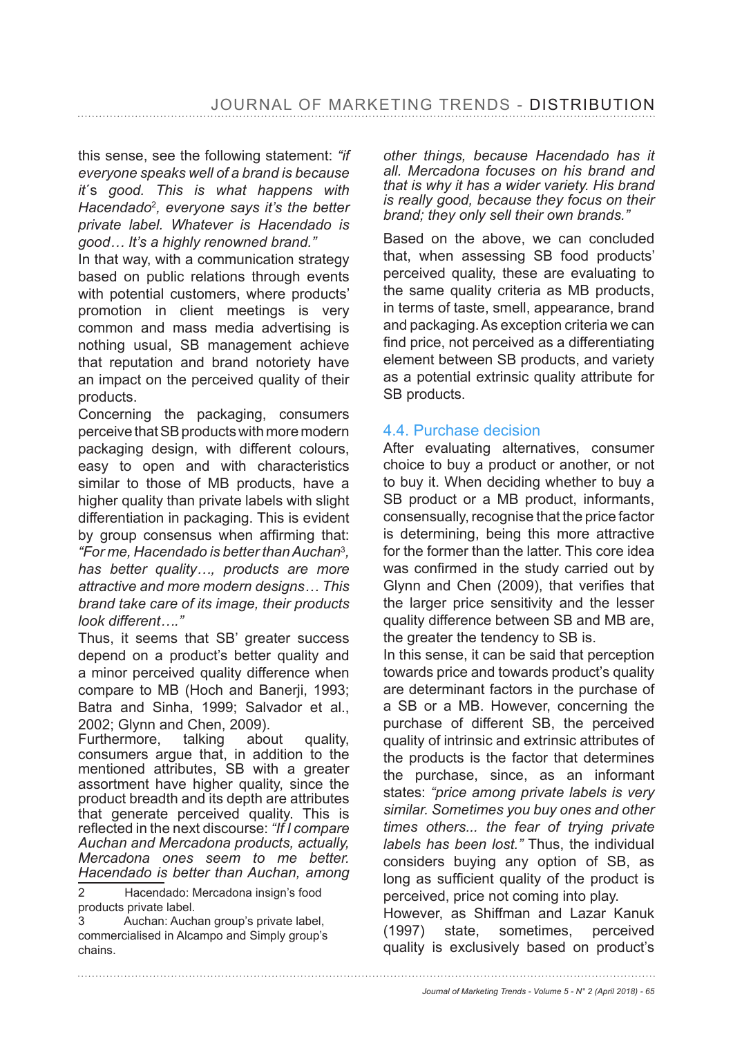this sense, see the following statement: *"if everyone speaks well of a brand is because it´s good. This is what happens with Hacendado[2], everyone says it's the better private label. Whatever is Hacendado is good… It's a highly renowned brand."*

In that way, with a communication strategy based on public relations through events with potential customers, where products' promotion in client meetings is very common and mass media advertising is nothing usual, SB management achieve that reputation and brand notoriety have an impact on the perceived quality of their products.

Concerning the packaging, consumers perceive that SB products with more modern packaging design, with different colours, easy to open and with characteristics similar to those of MB products, have a higher quality than private labels with slight differentiation in packaging. This is evident by group consensus when affirming that: *"For me, Hacendado is better than Auchan[3], has better quality…, products are more attractive and more modern designs… This brand take care of its image, their products look different…."*

Thus, it seems that SB' greater success depend on a product's better quality and a minor perceived quality difference when compare to MB (Hoch and Banerji, 1993; Batra and Sinha, 1999; Salvador et al., 2002; Glynn and Chen, 2009).

Furthermore, talking about quality, consumers argue that, in addition to the mentioned attributes, SB with a greater assortment have higher quality, since the product breadth and its depth are attributes that generate perceived quality. This is reflected in the next discourse: *"If I compare Auchan and Mercadona products, actually, Mercadona ones seem to me better. Hacendado is better than Auchan, among other things, because Hacendado has it all. Mercadona focuses on his brand and that is why it has a wider variety. His brand is really good, because they focus on their brand; they only sell their own brands."*

Based on the above, we can concluded that, when assessing SB food products' perceived quality, these are evaluating to the same quality criteria as MB products, in terms of taste, smell, appearance, brand and packaging. As exception criteria we can find price, not perceived as a differentiating element between SB products, and variety as a potential extrinsic quality attribute for SB products.

## 4.4. Purchase decision

After evaluating alternatives, consumer choice to buy a product or another, or not to buy it. When deciding whether to buy a SB product or a MB product, informants, consensually, recognise that the price factor is determining, being this more attractive for the former than the latter. This core idea was confirmed in the study carried out by Glynn and Chen (2009), that verifies that the larger price sensitivity and the lesser quality difference between SB and MB are, the greater the tendency to SB is.

In this sense, it can be said that perception towards price and towards product's quality are determinant factors in the purchase of a SB or a MB. However, concerning the purchase of different SB, the perceived quality of intrinsic and extrinsic attributes of the products is the factor that determines the purchase, since, as an informant states: *"price among private labels is very similar. Sometimes you buy ones and other times others... the fear of trying private labels has been lost."* Thus, the individual considers buying any option of SB, as long as sufficient quality of the product is perceived, price not coming into play.

However, as Shiffman and Lazar Kanuk (1997) state, sometimes, perceived quality is exclusively based on product's

---

2 Hacendado: Mercadona insign's food products private label.

3 Auchan: Auchan group's private label, commercialised in Alcampo and Simply group's chains.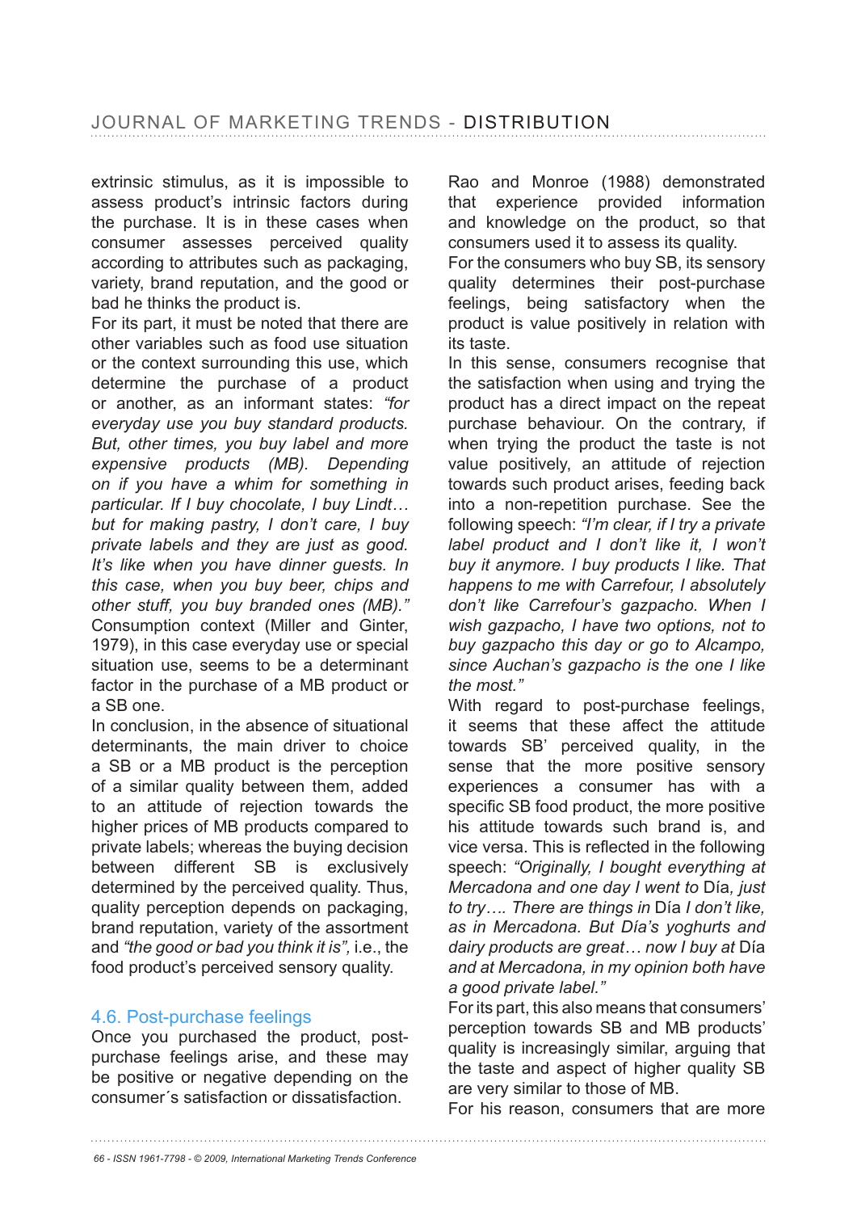extrinsic stimulus, as it is impossible to assess product's intrinsic factors during the purchase. It is in these cases when consumer assesses perceived quality according to attributes such as packaging, variety, brand reputation, and the good or bad he thinks the product is.

For its part, it must be noted that there are other variables such as food use situation or the context surrounding this use, which determine the purchase of a product or another, as an informant states: *"for everyday use you buy standard products. But, other times, you buy label and more expensive products (MB). Depending on if you have a whim for something in particular. If I buy chocolate, I buy Lindt… but for making pastry, I don't care, I buy private labels and they are just as good. It's like when you have dinner guests. In this case, when you buy beer, chips and other stuff, you buy branded ones (MB)."* Consumption context (Miller and Ginter, 1979), in this case everyday use or special situation use, seems to be a determinant factor in the purchase of a MB product or a SB one.

In conclusion, in the absence of situational determinants, the main driver to choice a SB or a MB product is the perception of a similar quality between them, added to an attitude of rejection towards the higher prices of MB products compared to private labels; whereas the buying decision between different SB is exclusively determined by the perceived quality. Thus, quality perception depends on packaging, brand reputation, variety of the assortment and *"the good or bad you think it is"*, i.e., the food product's perceived sensory quality.

### 4.6. Post-purchase feelings

Once you purchased the product, post-purchase feelings arise, and these may be positive or negative depending on the consumer´s satisfaction or dissatisfaction. Rao and Monroe (1988) demonstrated that experience provided information and knowledge on the product, so that consumers used it to assess its quality.

For the consumers who buy SB, its sensory quality determines their post-purchase feelings, being satisfactory when the product is value positively in relation with its taste.

In this sense, consumers recognise that the satisfaction when using and trying the product has a direct impact on the repeat purchase behaviour. On the contrary, if when trying the product the taste is not value positively, an attitude of rejection towards such product arises, feeding back into a non-repetition purchase. See the following speech: *"I'm clear, if I try a private label product and I don't like it, I won't buy it anymore. I buy products I like. That happens to me with Carrefour, I absolutely don't like Carrefour's gazpacho. When I wish gazpacho, I have two options, not to buy gazpacho this day or go to Alcampo, since Auchan's gazpacho is the one I like the most."*

With regard to post-purchase feelings, it seems that these affect the attitude towards SB' perceived quality, in the sense that the more positive sensory experiences a consumer has with a specific SB food product, the more positive his attitude towards such brand is, and vice versa. This is reflected in the following speech: *"Originally, I bought everything at Mercadona and one day I went to* Día*, just to try…. There are things in* Día *I don't like, as in Mercadona. But Día's yoghurts and dairy products are great… now I buy at* Día *and at Mercadona, in my opinion both have a good private label."*

For its part, this also means that consumers' perception towards SB and MB products' quality is increasingly similar, arguing that the taste and aspect of higher quality SB are very similar to those of MB.

For his reason, consumers that are more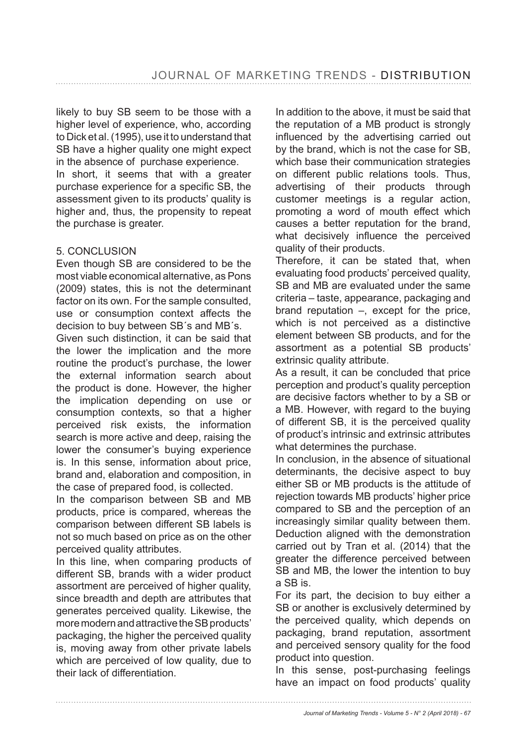likely to buy SB seem to be those with a higher level of experience, who, according to Dick et al. (1995), use it to understand that SB have a higher quality one might expect in the absence of purchase experience.

In short, it seems that with a greater purchase experience for a specific SB, the assessment given to its products' quality is higher and, thus, the propensity to repeat the purchase is greater.

## 5. CONCLUSION

Even though SB are considered to be the most viable economical alternative, as Pons (2009) states, this is not the determinant factor on its own. For the sample consulted, use or consumption context affects the decision to buy between SB´s and MB´s.

Given such distinction, it can be said that the lower the implication and the more routine the product's purchase, the lower the external information search about the product is done. However, the higher the implication depending on use or consumption contexts, so that a higher perceived risk exists, the information search is more active and deep, raising the lower the consumer's buying experience is. In this sense, information about price, brand and, elaboration and composition, in the case of prepared food, is collected.

In the comparison between SB and MB products, price is compared, whereas the comparison between different SB labels is not so much based on price as on the other perceived quality attributes.

In this line, when comparing products of different SB, brands with a wider product assortment are perceived of higher quality, since breadth and depth are attributes that generates perceived quality. Likewise, the more modern and attractive the SB products' packaging, the higher the perceived quality is, moving away from other private labels which are perceived of low quality, due to their lack of differentiation.

In addition to the above, it must be said that the reputation of a MB product is strongly influenced by the advertising carried out by the brand, which is not the case for SB, which base their communication strategies on different public relations tools. Thus, advertising of their products through customer meetings is a regular action, promoting a word of mouth effect which causes a better reputation for the brand, what decisively influence the perceived quality of their products.

Therefore, it can be stated that, when evaluating food products' perceived quality, SB and MB are evaluated under the same criteria – taste, appearance, packaging and brand reputation –, except for the price, which is not perceived as a distinctive element between SB products, and for the assortment as a potential SB products' extrinsic quality attribute.

As a result, it can be concluded that price perception and product's quality perception are decisive factors whether to by a SB or a MB. However, with regard to the buying of different SB, it is the perceived quality of product's intrinsic and extrinsic attributes what determines the purchase.

In conclusion, in the absence of situational determinants, the decisive aspect to buy either SB or MB products is the attitude of rejection towards MB products' higher price compared to SB and the perception of an increasingly similar quality between them. Deduction aligned with the demonstration carried out by Tran et al. (2014) that the greater the difference perceived between SB and MB, the lower the intention to buy a SB is.

For its part, the decision to buy either a SB or another is exclusively determined by the perceived quality, which depends on packaging, brand reputation, assortment and perceived sensory quality for the food product into question.

In this sense, post-purchasing feelings have an impact on food products' quality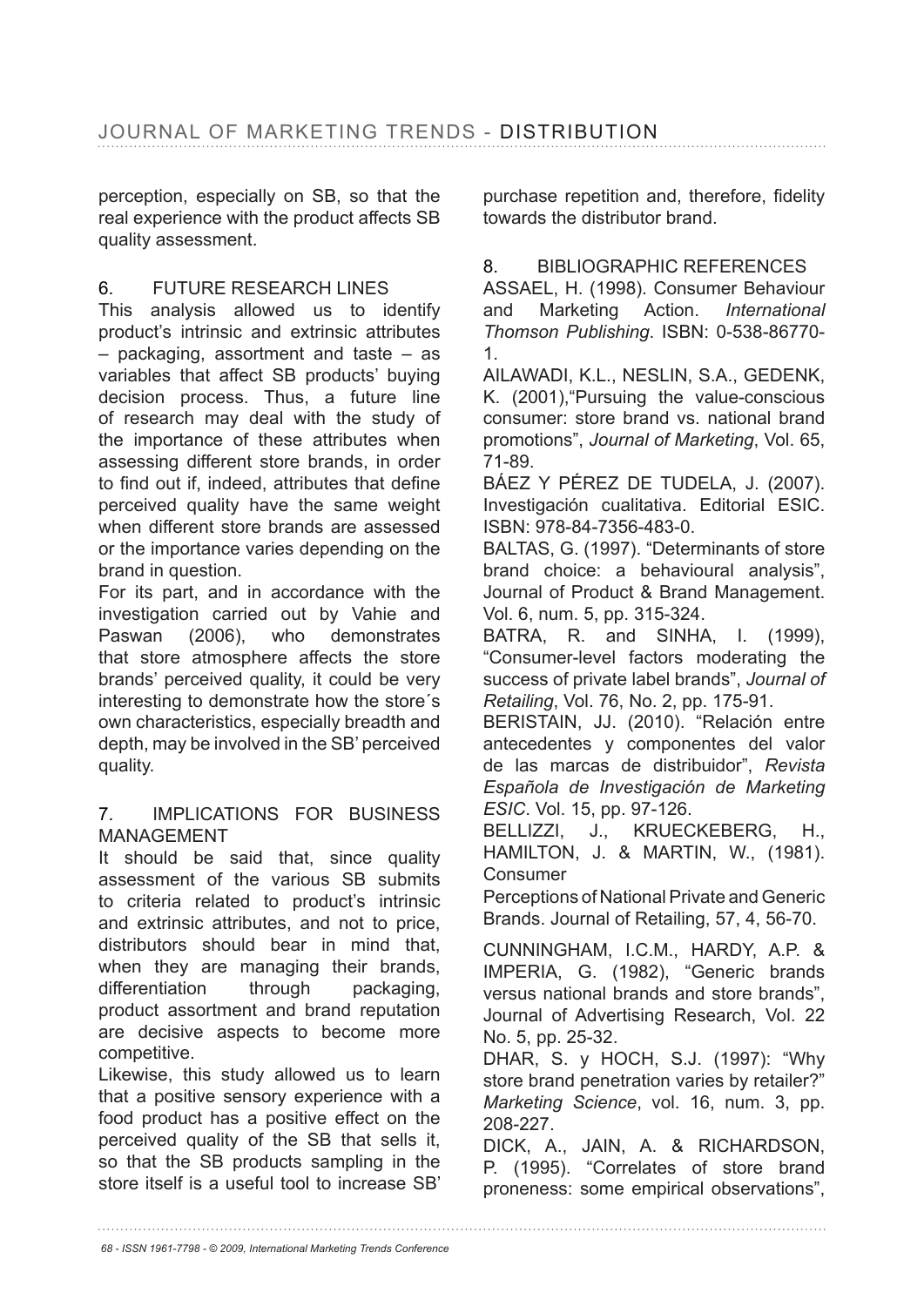perception, especially on SB, so that the real experience with the product affects SB quality assessment.

## 6. FUTURE RESEARCH LINES

This analysis allowed us to identify product's intrinsic and extrinsic attributes – packaging, assortment and taste – as variables that affect SB products' buying decision process. Thus, a future line of research may deal with the study of the importance of these attributes when assessing different store brands, in order to find out if, indeed, attributes that define perceived quality have the same weight when different store brands are assessed or the importance varies depending on the brand in question.

For its part, and in accordance with the investigation carried out by Vahie and Paswan (2006), who demonstrates that store atmosphere affects the store brands' perceived quality, it could be very interesting to demonstrate how the store´s own characteristics, especially breadth and depth, may be involved in the SB' perceived quality.

## 7. IMPLICATIONS FOR BUSINESS MANAGEMENT

It should be said that, since quality assessment of the various SB submits to criteria related to product's intrinsic and extrinsic attributes, and not to price, distributors should bear in mind that, when they are managing their brands, differentiation through packaging, product assortment and brand reputation are decisive aspects to become more competitive.

Likewise, this study allowed us to learn that a positive sensory experience with a food product has a positive effect on the perceived quality of the SB that sells it, so that the SB products sampling in the store itself is a useful tool to increase SB' purchase repetition and, therefore, fidelity towards the distributor brand.

## 8. BIBLIOGRAPHIC REFERENCES

ASSAEL, H. (1998). Consumer Behaviour and Marketing Action. *International Thomson Publishing*. ISBN: 0-538-86770-1.

AILAWADI, K.L., NESLIN, S.A., GEDENK, K. (2001),"Pursuing the value-conscious consumer: store brand vs. national brand promotions", *Journal of Marketing*, Vol. 65, 71-89.

BÁEZ Y PÉREZ DE TUDELA, J. (2007). Investigación cualitativa. Editorial ESIC. ISBN: 978-84-7356-483-0.

BALTAS, G. (1997). "Determinants of store brand choice: a behavioural analysis", Journal of Product & Brand Management. Vol. 6, num. 5, pp. 315-324.

BATRA, R. and SINHA, I. (1999), "Consumer-level factors moderating the success of private label brands", *Journal of Retailing,* Vol. 76, No. 2, pp. 175-91.

BERISTAIN, JJ. (2010). "Relación entre antecedentes y componentes del valor de las marcas de distribuidor", *Revista Española de Investigación de Marketing ESIC*. Vol. 15, pp. 97-126.

BELLIZZI, J., KRUECKEBERG, H., HAMILTON, J. & MARTIN, W., (1981). Consumer Perceptions of National Private and Generic Brands. Journal of Retailing, 57, 4, 56-70.

CUNNINGHAM, I.C.M., HARDY, A.P. & IMPERIA, G. (1982), "Generic brands versus national brands and store brands", Journal of Advertising Research, Vol. 22 No. 5, pp. 25-32.

DHAR, S. y HOCH, S.J. (1997): "Why store brand penetration varies by retailer?" *Marketing Science*, vol. 16, num. 3, pp. 208-227.

DICK, A., JAIN, A. & RICHARDSON, P. (1995). "Correlates of store brand proneness: some empirical observations",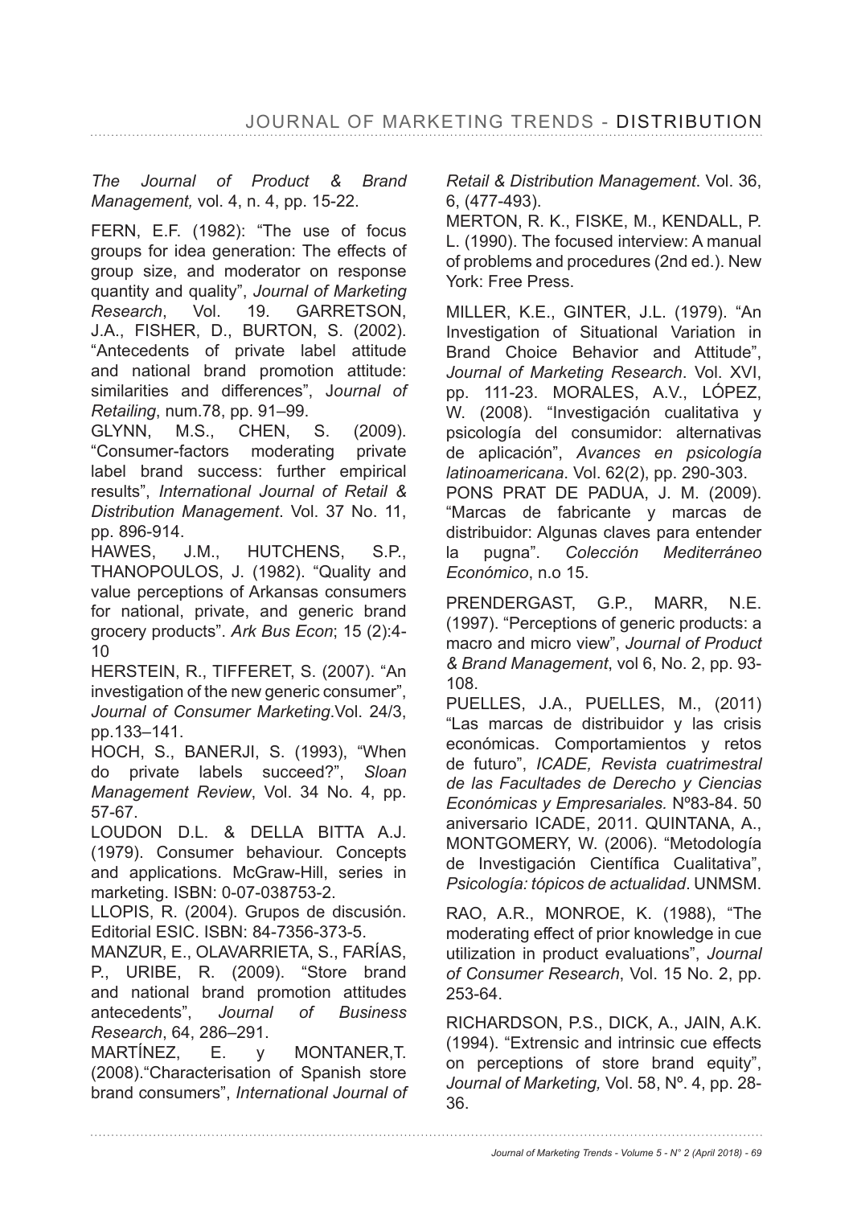*The Journal of Product & Brand Management,* vol. 4, n. 4, pp. 15-22.

FERN, E.F. (1982): "The use of focus groups for idea generation: The effects of group size, and moderator on response quantity and quality", *Journal of Marketing Research*, Vol. 19. GARRETSON, J.A., FISHER, D., BURTON, S. (2002). "Antecedents of private label attitude and national brand promotion attitude: similarities and differences", J*ournal of Retailing*, num.78, pp. 91–99.

GLYNN, M.S., CHEN, S. (2009). "Consumer-factors moderating private label brand success: further empirical results", *International Journal of Retail & Distribution Management*. Vol. 37 No. 11, pp. 896-914.

HAWES, J.M., HUTCHENS, S.P., THANOPOULOS, J. (1982). "Quality and value perceptions of Arkansas consumers for national, private, and generic brand grocery products". *Ark Bus Econ*; 15 (2):4-10

HERSTEIN, R., TIFFERET, S. (2007). "An investigation of the new generic consumer", *Journal of Consumer Marketing*.Vol. 24/3, pp.133–141.

HOCH, S., BANERJI, S. (1993), "When do private labels succeed?", *Sloan Management Review*, Vol. 34 No. 4, pp. 57-67.

LOUDON D.L. & DELLA BITTA A.J. (1979). Consumer behaviour. Concepts and applications. McGraw-Hill, series in marketing. ISBN: 0-07-038753-2.

LLOPIS, R. (2004). Grupos de discusión. Editorial ESIC. ISBN: 84-7356-373-5.

MANZUR, E., OLAVARRIETA, S., FARÍAS, P., URIBE, R. (2009). "Store brand and national brand promotion attitudes antecedents", *Journal of Business Research*, 64, 286–291.

MARTÍNEZ, E. y MONTANER,T. (2008)."Characterisation of Spanish store brand consumers", *International Journal of Retail & Distribution Management*. Vol. 36, 6, (477-493).

MERTON, R. K., FISKE, M., KENDALL, P. L. (1990). The focused interview: A manual of problems and procedures (2nd ed.). New York: Free Press.

MILLER, K.E., GINTER, J.L. (1979). "An Investigation of Situational Variation in Brand Choice Behavior and Attitude", *Journal of Marketing Research*. Vol. XVI, pp. 111-23. MORALES, A.V., LÓPEZ, W. (2008). "Investigación cualitativa y psicología del consumidor: alternativas de aplicación", *Avances en psicología latinoamericana*. Vol. 62(2), pp. 290-303.

PONS PRAT DE PADUA, J. M. (2009). "Marcas de fabricante y marcas de distribuidor: Algunas claves para entender la pugna". *Colección Mediterráneo Económico*, n.o 15.

PRENDERGAST, G.P., MARR, N.E. (1997). "Perceptions of generic products: a macro and micro view", *Journal of Product & Brand Management*, vol 6, No. 2, pp. 93-108.

PUELLES, J.A., PUELLES, M., (2011) "Las marcas de distribuidor y las crisis económicas. Comportamientos y retos de futuro", *ICADE, Revista cuatrimestral de las Facultades de Derecho y Ciencias Económicas y Empresariales*. Nº83-84. 50 aniversario ICADE, 2011. QUINTANA, A., MONTGOMERY, W. (2006). "Metodología de Investigación Científica Cualitativa", *Psicología: tópicos de actualidad*. UNMSM.

RAO, A.R., MONROE, K. (1988), "The moderating effect of prior knowledge in cue utilization in product evaluations", *Journal of Consumer Research*, Vol. 15 No. 2, pp. 253-64.

RICHARDSON, P.S., DICK, A., JAIN, A.K. (1994). "Extrensic and intrinsic cue effects on perceptions of store brand equity", *Journal of Marketing,* Vol. 58, Nº. 4, pp. 28-36.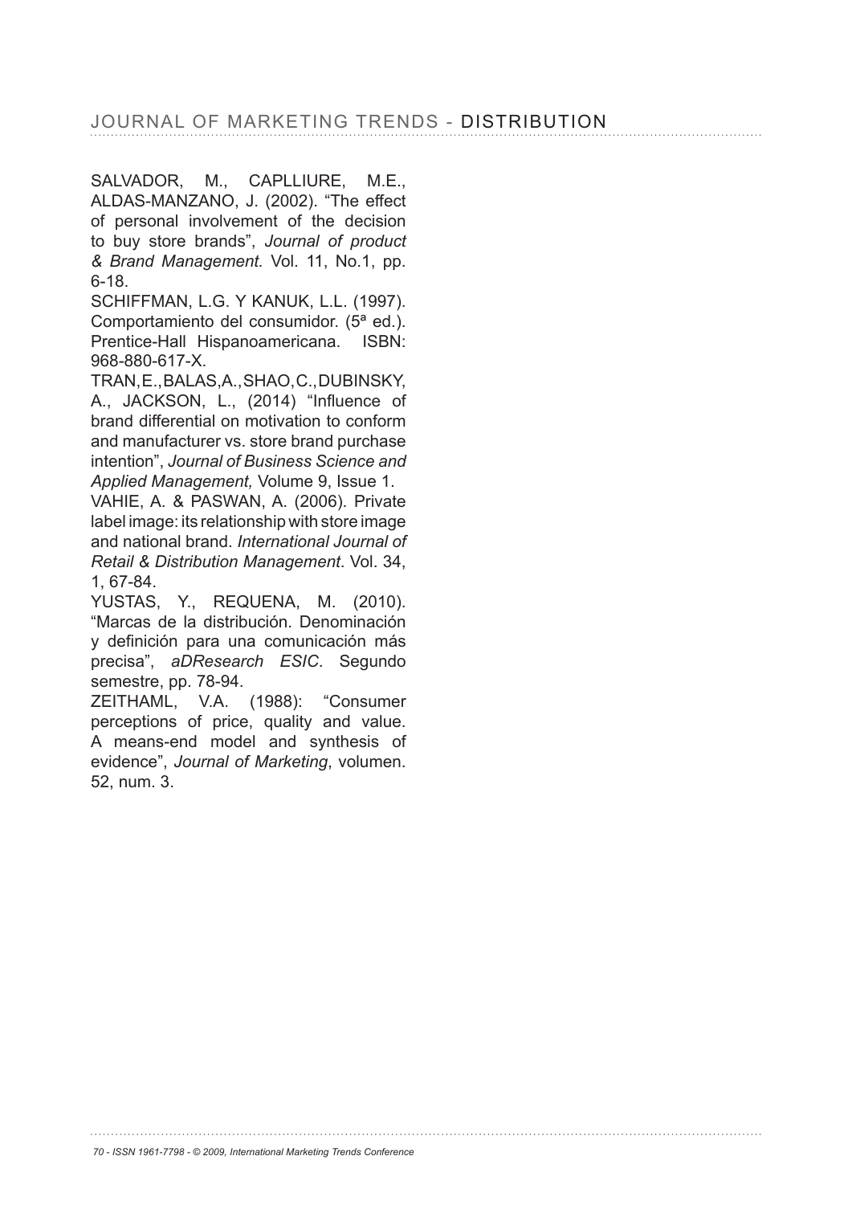SALVADOR, M., CAPLLIURE, M.E., ALDAS-MANZANO, J. (2002). "The effect of personal involvement of the decision to buy store brands", *Journal of product & Brand Management.* Vol. 11, No.1, pp. 6-18.

SCHIFFMAN, L.G. Y KANUK, L.L. (1997). Comportamiento del consumidor. (5ª ed.). Prentice-Hall Hispanoamericana. ISBN: 968-880-617-X.

TRAN, E., BALAS, A., SHAO, C., DUBINSKY, A., JACKSON, L., (2014) "Influence of brand differential on motivation to conform and manufacturer vs. store brand purchase intention", *Journal of Business Science and Applied Management,* Volume 9, Issue 1.

VAHIE, A. & PASWAN, A. (2006). Private label image: its relationship with store image and national brand. *International Journal of Retail & Distribution Management*. Vol. 34, 1, 67-84.

YUSTAS, Y., REQUENA, M. (2010). "Marcas de la distribución. Denominación y definición para una comunicación más precisa", *aDResearch ESIC*. Segundo semestre, pp. 78-94.

ZEITHAML, V.A. (1988): "Consumer perceptions of price, quality and value. A means-end model and synthesis of evidence", *Journal of Marketing*, volumen. 52, num. 3.